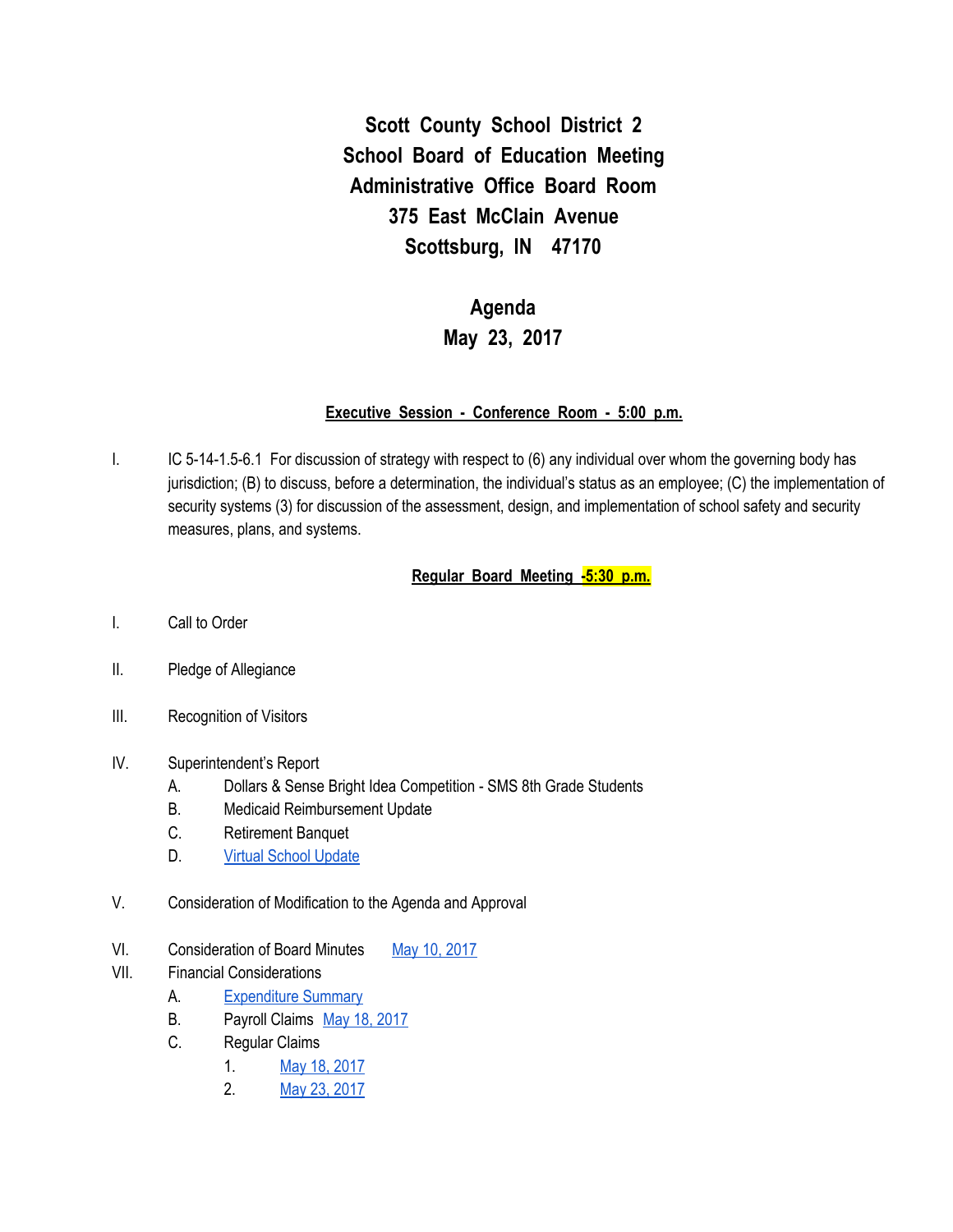# Scott County School District 2
# School Board of Education Meeting
# Administrative Office Board Room
# 375 East McClain Avenue
# Scottsburg, IN 47170

## Agenda
## May 23, 2017

**Executive Session - Conference Room - 5:00 p.m.**

I. IC 5-14-1.5-6.1 For discussion of strategy with respect to (6) any individual over whom the governing body has jurisdiction; (B) to discuss, before a determination, the individual's status as an employee; (C) the implementation of security systems (3) for discussion of the assessment, design, and implementation of school safety and security measures, plans, and systems.

**Regular Board Meeting -5:30 p.m.**

I. Call to Order

II. Pledge of Allegiance

III. Recognition of Visitors

IV. Superintendent's Report
   - A. Dollars & Sense Bright Idea Competition - SMS 8th Grade Students
   - B. Medicaid Reimbursement Update
   - C. Retirement Banquet
   - D. Virtual School Update

V. Consideration of Modification to the Agenda and Approval

VI. Consideration of Board Minutes May 10, 2017

VII. Financial Considerations
   - A. Expenditure Summary
   - B. Payroll Claims May 18, 2017
   - C. Regular Claims
     1. May 18, 2017
     2. May 23, 2017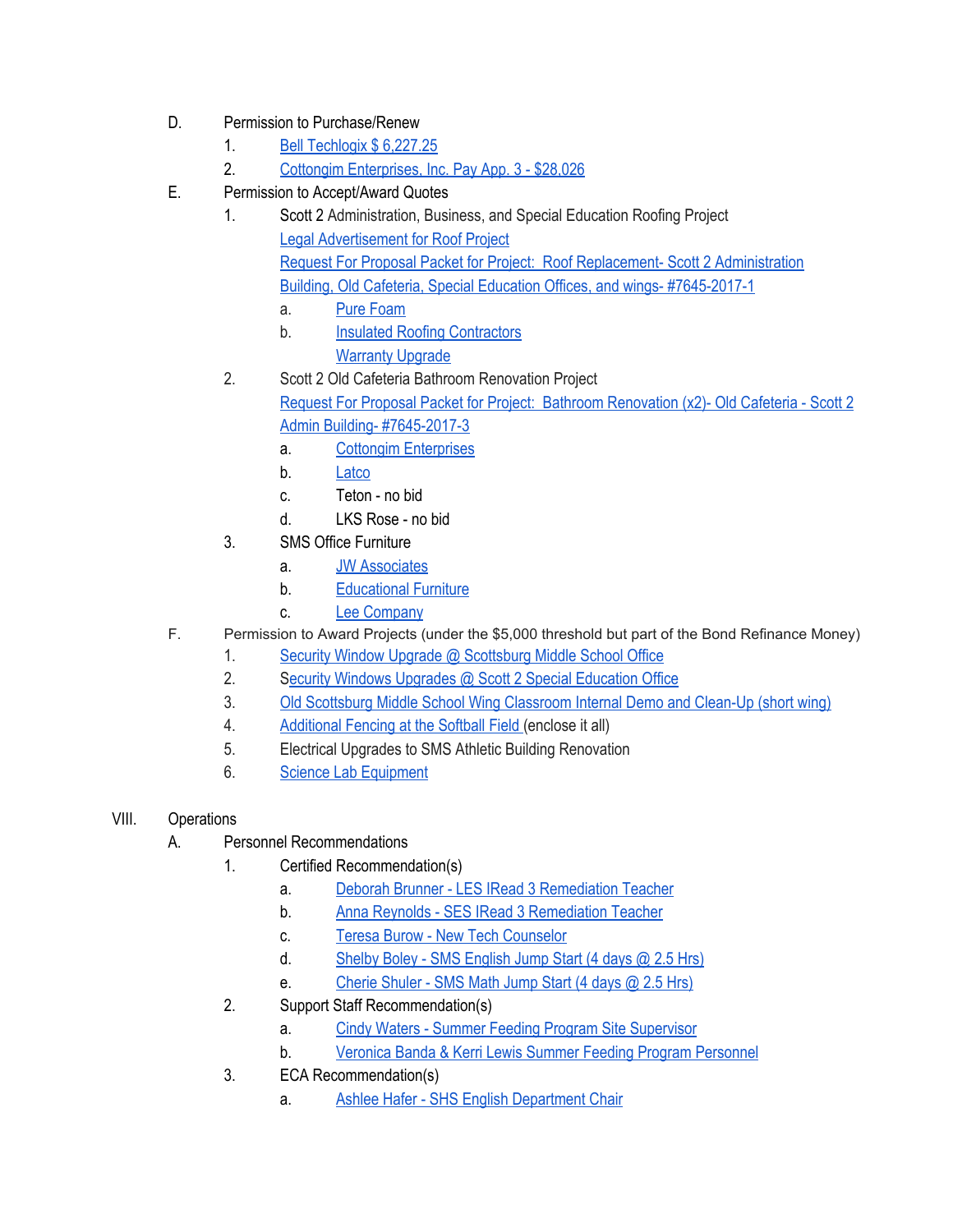D. Permission to Purchase/Renew
   1. Bell Techlogix $ 6,227.25
   2. Cottongim Enterprises, Inc. Pay App. 3 - $28,026

E. Permission to Accept/Award Quotes
   1. Scott 2 Administration, Business, and Special Education Roofing Project
      Legal Advertisement for Roof Project
      Request For Proposal Packet for Project: Roof Replacement- Scott 2 Administration Building, Old Cafeteria, Special Education Offices, and wings- #7645-2017-1
      a. Pure Foam
      b. Insulated Roofing Contractors
         Warranty Upgrade
   2. Scott 2 Old Cafeteria Bathroom Renovation Project
      Request For Proposal Packet for Project: Bathroom Renovation (x2)- Old Cafeteria - Scott 2 Admin Building- #7645-2017-3
      a. Cottongim Enterprises
      b. Latco
      c. Teton - no bid
      d. LKS Rose - no bid
   3. SMS Office Furniture
      a. JW Associates
      b. Educational Furniture
      c. Lee Company

F. Permission to Award Projects (under the $5,000 threshold but part of the Bond Refinance Money)
   1. Security Window Upgrade @ Scottsburg Middle School Office
   2. Security Windows Upgrades @ Scott 2 Special Education Office
   3. Old Scottsburg Middle School Wing Classroom Internal Demo and Clean-Up (short wing)
   4. Additional Fencing at the Softball Field (enclose it all)
   5. Electrical Upgrades to SMS Athletic Building Renovation
   6. Science Lab Equipment

VIII. Operations

A. Personnel Recommendations
   1. Certified Recommendation(s)
      a. Deborah Brunner - LES IRead 3 Remediation Teacher
      b. Anna Reynolds - SES IRead 3 Remediation Teacher
      c. Teresa Burow - New Tech Counselor
      d. Shelby Boley - SMS English Jump Start (4 days @ 2.5 Hrs)
      e. Cherie Shuler - SMS Math Jump Start (4 days @ 2.5 Hrs)
   2. Support Staff Recommendation(s)
      a. Cindy Waters - Summer Feeding Program Site Supervisor
      b. Veronica Banda & Kerri Lewis Summer Feeding Program Personnel
   3. ECA Recommendation(s)
      a. Ashlee Hafer - SHS English Department Chair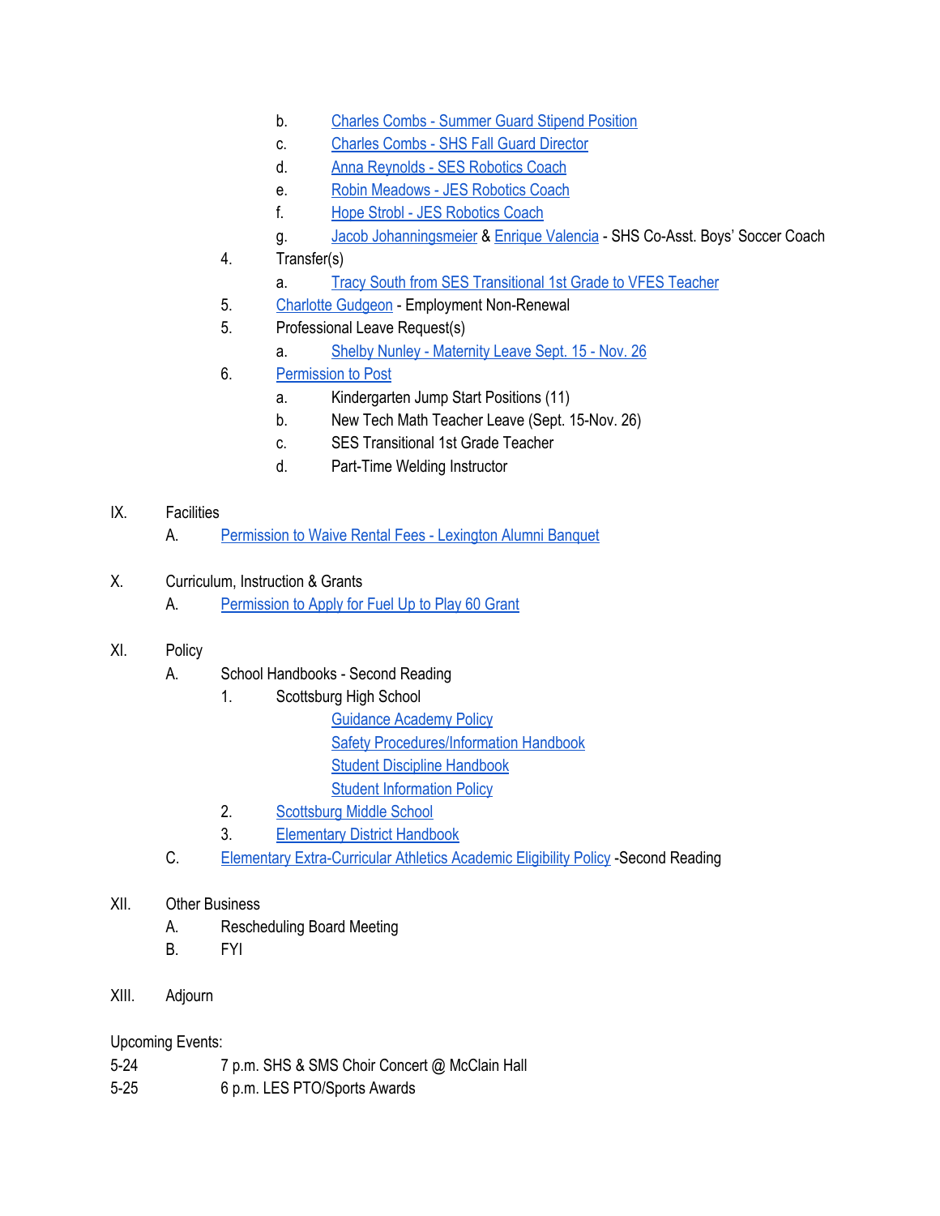- b. Charles Combs - Summer Guard Stipend Position
   - c. Charles Combs - SHS Fall Guard Director
   - d. Anna Reynolds - SES Robotics Coach
   - e. Robin Meadows - JES Robotics Coach
   - f. Hope Strobl - JES Robotics Coach
   - g. Jacob Johanningsmeier & Enrique Valencia - SHS Co-Asst. Boys' Soccer Coach

4. Transfer(s)
   - a. Tracy South from SES Transitional 1st Grade to VFES Teacher

5. Charlotte Gudgeon - Employment Non-Renewal

5. Professional Leave Request(s)
   - a. Shelby Nunley - Maternity Leave Sept. 15 - Nov. 26

6. Permission to Post
   - a. Kindergarten Jump Start Positions (11)
   - b. New Tech Math Teacher Leave (Sept. 15-Nov. 26)
   - c. SES Transitional 1st Grade Teacher
   - d. Part-Time Welding Instructor

IX. Facilities
   - A. Permission to Waive Rental Fees - Lexington Alumni Banquet

X. Curriculum, Instruction & Grants
   - A. Permission to Apply for Fuel Up to Play 60 Grant

XI. Policy
   - A. School Handbooks - Second Reading
     1. Scottsburg High School
        - Guidance Academy Policy
        - Safety Procedures/Information Handbook
        - Student Discipline Handbook
        - Student Information Policy
     2. Scottsburg Middle School
     3. Elementary District Handbook
   - C. Elementary Extra-Curricular Athletics Academic Eligibility Policy -Second Reading

XII. Other Business
   - A. Rescheduling Board Meeting
   - B. FYI

XIII. Adjourn

Upcoming Events:

5-24 7 p.m. SHS & SMS Choir Concert @ McClain Hall

5-25 6 p.m. LES PTO/Sports Awards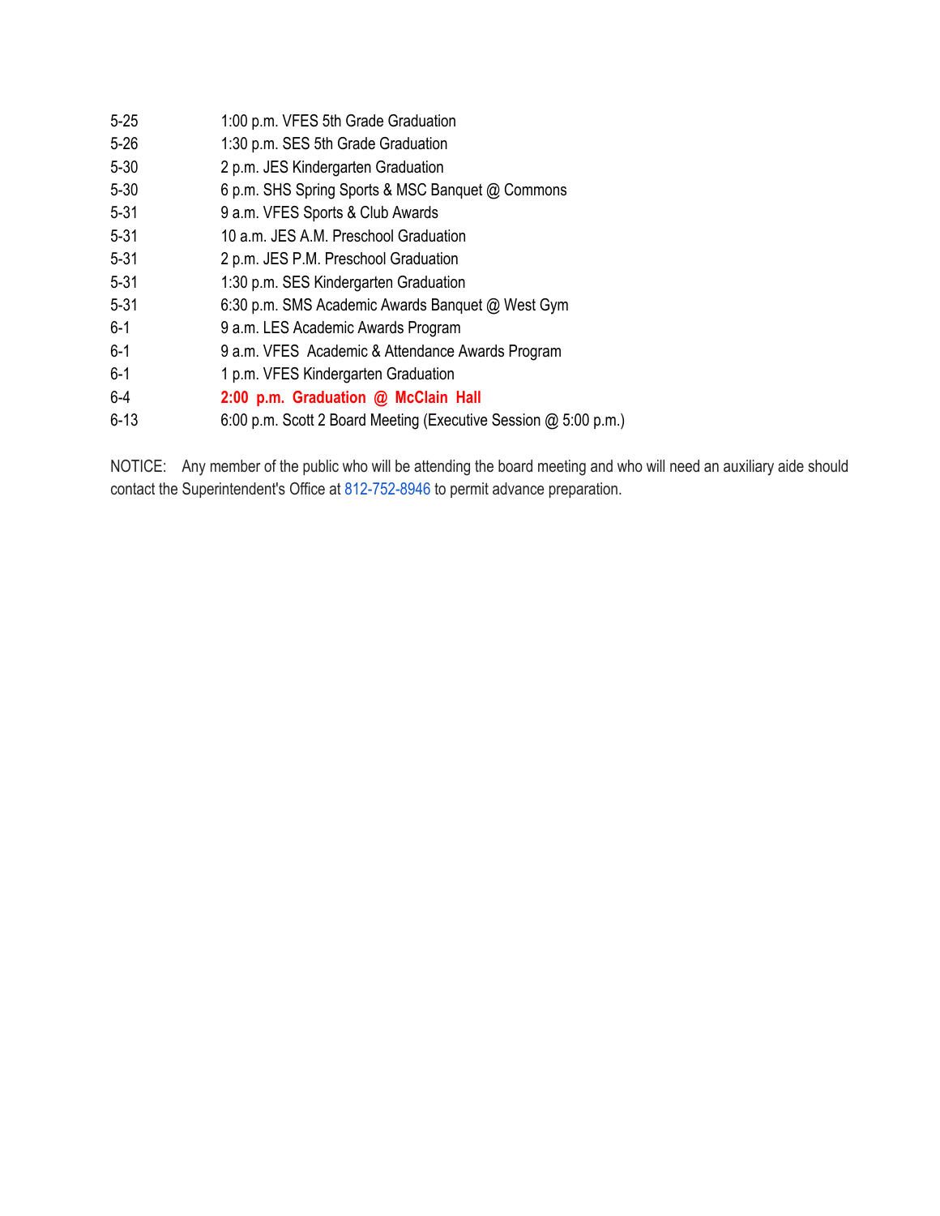| | |
|---|---|
| 5-25 | 1:00 p.m. VFES 5th Grade Graduation |
| 5-26 | 1:30 p.m. SES 5th Grade Graduation |
| 5-30 | 2 p.m. JES Kindergarten Graduation |
| 5-30 | 6 p.m. SHS Spring Sports & MSC Banquet @ Commons |
| 5-31 | 9 a.m. VFES Sports & Club Awards |
| 5-31 | 10 a.m. JES A.M. Preschool Graduation |
| 5-31 | 2 p.m. JES P.M. Preschool Graduation |
| 5-31 | 1:30 p.m. SES Kindergarten Graduation |
| 5-31 | 6:30 p.m. SMS Academic Awards Banquet @ West Gym |
| 6-1 | 9 a.m. LES Academic Awards Program |
| 6-1 | 9 a.m. VFES Academic & Attendance Awards Program |
| 6-1 | 1 p.m. VFES Kindergarten Graduation |
| 6-4 | **2:00 p.m. Graduation @ McClain Hall** |
| 6-13 | 6:00 p.m. Scott 2 Board Meeting (Executive Session @ 5:00 p.m.) |

NOTICE: Any member of the public who will be attending the board meeting and who will need an auxiliary aide should contact the Superintendent's Office at 812-752-8946 to permit advance preparation.